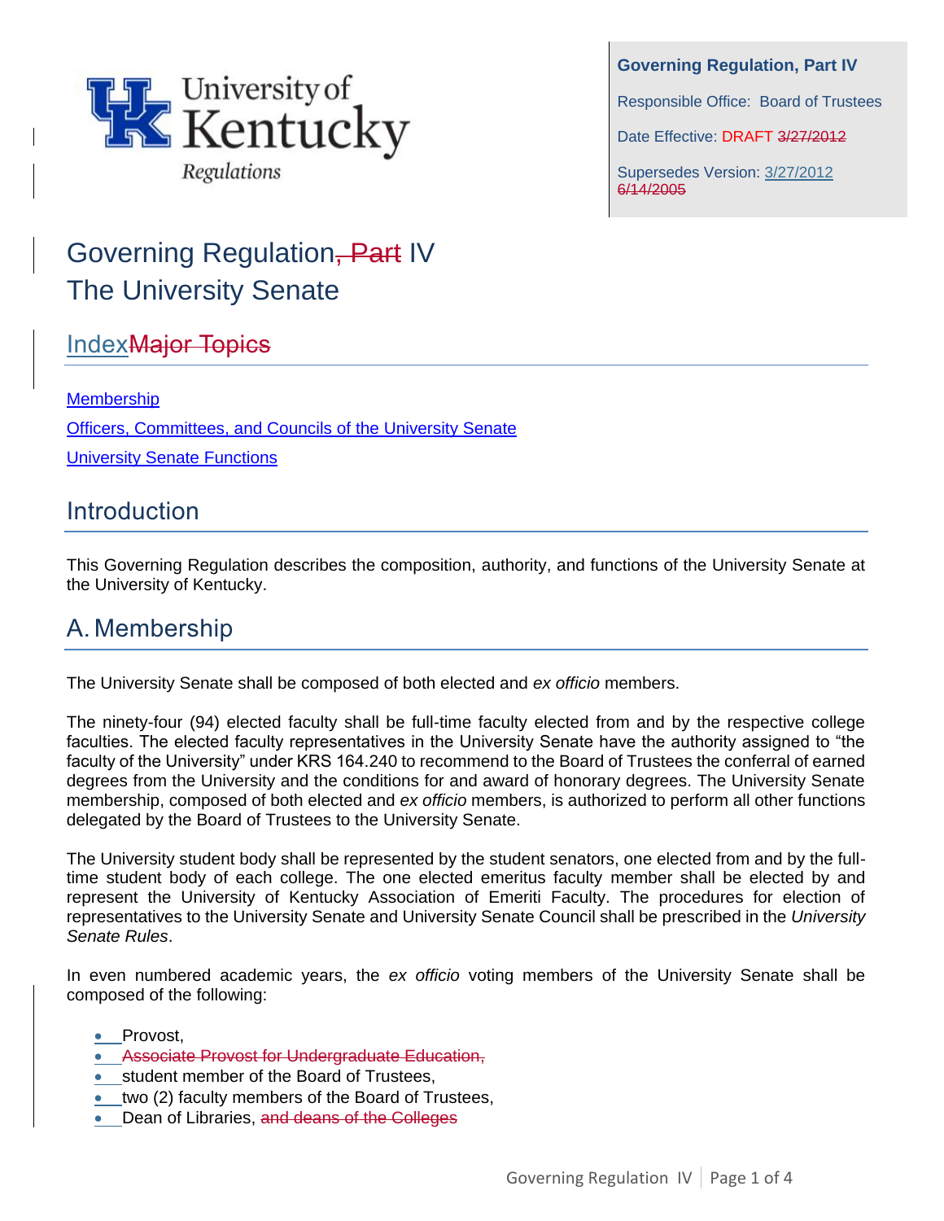University of Kentucky Regulations

**Governing Regulation, Part IV**

Responsible Office: Board of Trustees

Date Effective: DRAFT ~~3/27/2012~~

Supersedes Version: 3/27/2012 ~~6/14/2005~~

# Governing Regulation~~, Part~~ IV
# The University Senate

## Index~~Major Topics~~

[Membership]

[Officers, Committees, and Councils of the University Senate]

[University Senate Functions]

## Introduction

This Governing Regulation describes the composition, authority, and functions of the University Senate at the University of Kentucky.

## A. Membership

The University Senate shall be composed of both elected and *ex officio* members.

The ninety-four (94) elected faculty shall be full-time faculty elected from and by the respective college faculties. The elected faculty representatives in the University Senate have the authority assigned to "the faculty of the University" under KRS 164.240 to recommend to the Board of Trustees the conferral of earned degrees from the University and the conditions for and award of honorary degrees. The University Senate membership, composed of both elected and *ex officio* members, is authorized to perform all other functions delegated by the Board of Trustees to the University Senate.

The University student body shall be represented by the student senators, one elected from and by the full-time student body of each college. The one elected emeritus faculty member shall be elected by and represent the University of Kentucky Association of Emeriti Faculty. The procedures for election of representatives to the University Senate and University Senate Council shall be prescribed in the *University Senate Rules*.

In even numbered academic years, the *ex officio* voting members of the University Senate shall be composed of the following:

- Provost,
- ~~Associate Provost for Undergraduate Education,~~
- student member of the Board of Trustees,
- two (2) faculty members of the Board of Trustees,
- Dean of Libraries, ~~and deans of the Colleges~~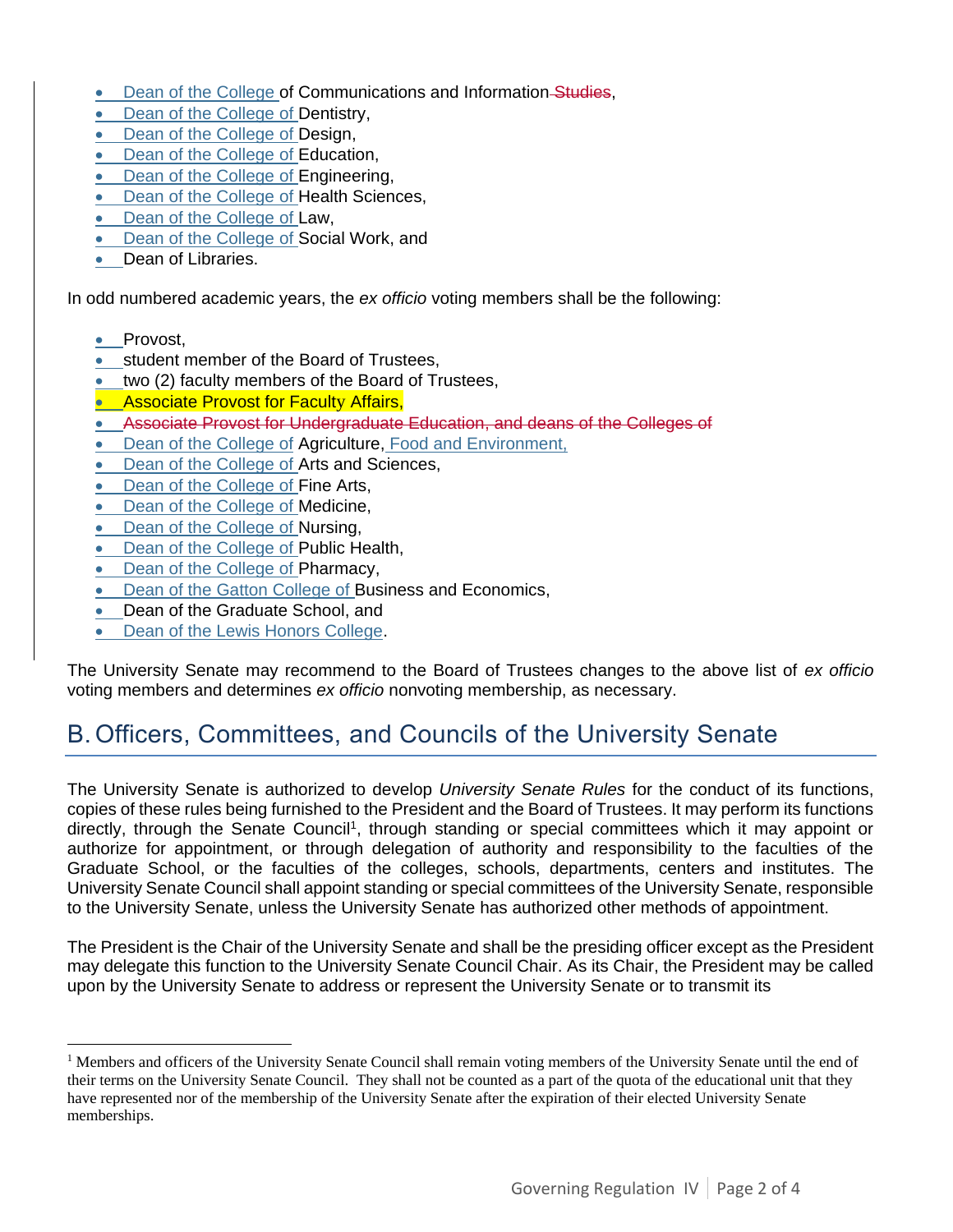- Dean of the College of Communications and Information ~~Studies~~,
- Dean of the College of Dentistry,
- Dean of the College of Design,
- Dean of the College of Education,
- Dean of the College of Engineering,
- Dean of the College of Health Sciences,
- Dean of the College of Law,
- Dean of the College of Social Work, and
- Dean of Libraries.

In odd numbered academic years, the *ex officio* voting members shall be the following:

- Provost,
- student member of the Board of Trustees,
- two (2) faculty members of the Board of Trustees,
- Associate Provost for Faculty Affairs,
- ~~Associate Provost for Undergraduate Education, and deans of the Colleges of~~
- Dean of the College of Agriculture, Food and Environment,
- Dean of the College of Arts and Sciences,
- Dean of the College of Fine Arts,
- Dean of the College of Medicine,
- Dean of the College of Nursing,
- Dean of the College of Public Health,
- Dean of the College of Pharmacy,
- Dean of the Gatton College of Business and Economics,
- Dean of the Graduate School, and
- Dean of the Lewis Honors College.

The University Senate may recommend to the Board of Trustees changes to the above list of *ex officio* voting members and determines *ex officio* nonvoting membership, as necessary.

## B. Officers, Committees, and Councils of the University Senate

The University Senate is authorized to develop *University Senate Rules* for the conduct of its functions, copies of these rules being furnished to the President and the Board of Trustees. It may perform its functions directly, through the Senate Council[1], through standing or special committees which it may appoint or authorize for appointment, or through delegation of authority and responsibility to the faculties of the Graduate School, or the faculties of the colleges, schools, departments, centers and institutes. The University Senate Council shall appoint standing or special committees of the University Senate, responsible to the University Senate, unless the University Senate has authorized other methods of appointment.

The President is the Chair of the University Senate and shall be the presiding officer except as the President may delegate this function to the University Senate Council Chair. As its Chair, the President may be called upon by the University Senate to address or represent the University Senate or to transmit its

[1] Members and officers of the University Senate Council shall remain voting members of the University Senate until the end of their terms on the University Senate Council. They shall not be counted as a part of the quota of the educational unit that they have represented nor of the membership of the University Senate after the expiration of their elected University Senate memberships.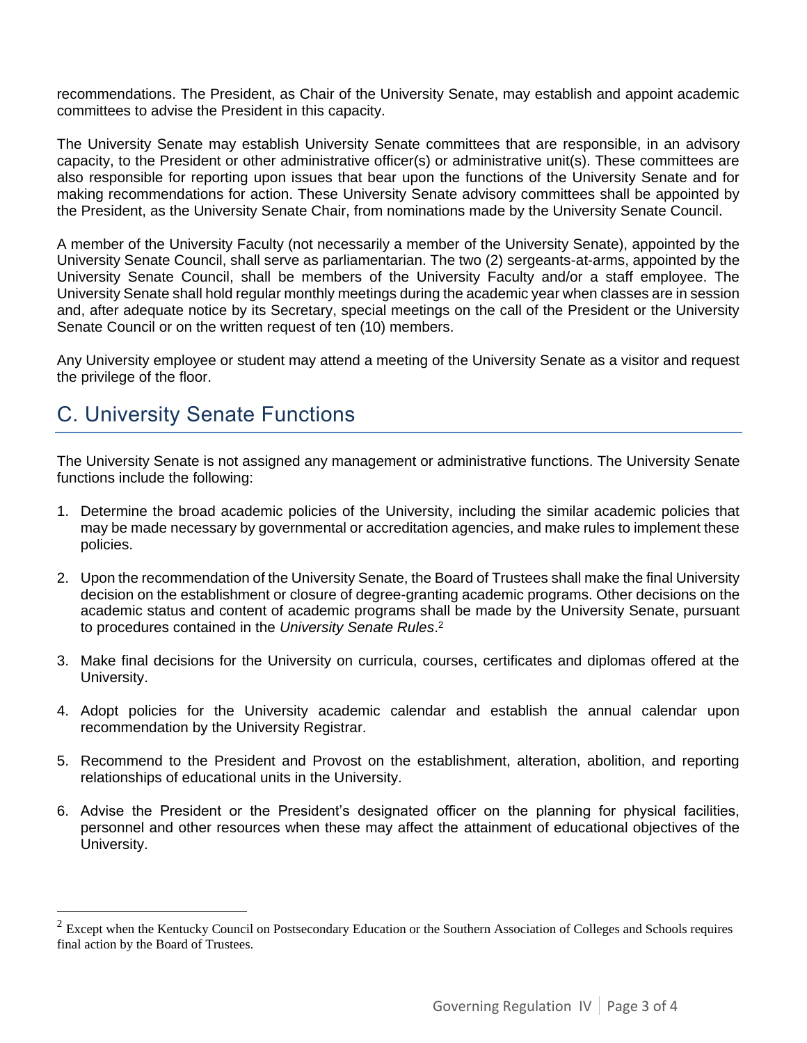recommendations. The President, as Chair of the University Senate, may establish and appoint academic committees to advise the President in this capacity.

The University Senate may establish University Senate committees that are responsible, in an advisory capacity, to the President or other administrative officer(s) or administrative unit(s). These committees are also responsible for reporting upon issues that bear upon the functions of the University Senate and for making recommendations for action. These University Senate advisory committees shall be appointed by the President, as the University Senate Chair, from nominations made by the University Senate Council.

A member of the University Faculty (not necessarily a member of the University Senate), appointed by the University Senate Council, shall serve as parliamentarian. The two (2) sergeants-at-arms, appointed by the University Senate Council, shall be members of the University Faculty and/or a staff employee. The University Senate shall hold regular monthly meetings during the academic year when classes are in session and, after adequate notice by its Secretary, special meetings on the call of the President or the University Senate Council or on the written request of ten (10) members.

Any University employee or student may attend a meeting of the University Senate as a visitor and request the privilege of the floor.

## C. University Senate Functions

The University Senate is not assigned any management or administrative functions. The University Senate functions include the following:

1. Determine the broad academic policies of the University, including the similar academic policies that may be made necessary by governmental or accreditation agencies, and make rules to implement these policies.

2. Upon the recommendation of the University Senate, the Board of Trustees shall make the final University decision on the establishment or closure of degree-granting academic programs. Other decisions on the academic status and content of academic programs shall be made by the University Senate, pursuant to procedures contained in the *University Senate Rules*.[2]

3. Make final decisions for the University on curricula, courses, certificates and diplomas offered at the University.

4. Adopt policies for the University academic calendar and establish the annual calendar upon recommendation by the University Registrar.

5. Recommend to the President and Provost on the establishment, alteration, abolition, and reporting relationships of educational units in the University.

6. Advise the President or the President's designated officer on the planning for physical facilities, personnel and other resources when these may affect the attainment of educational objectives of the University.

---

[2] Except when the Kentucky Council on Postsecondary Education or the Southern Association of Colleges and Schools requires final action by the Board of Trustees.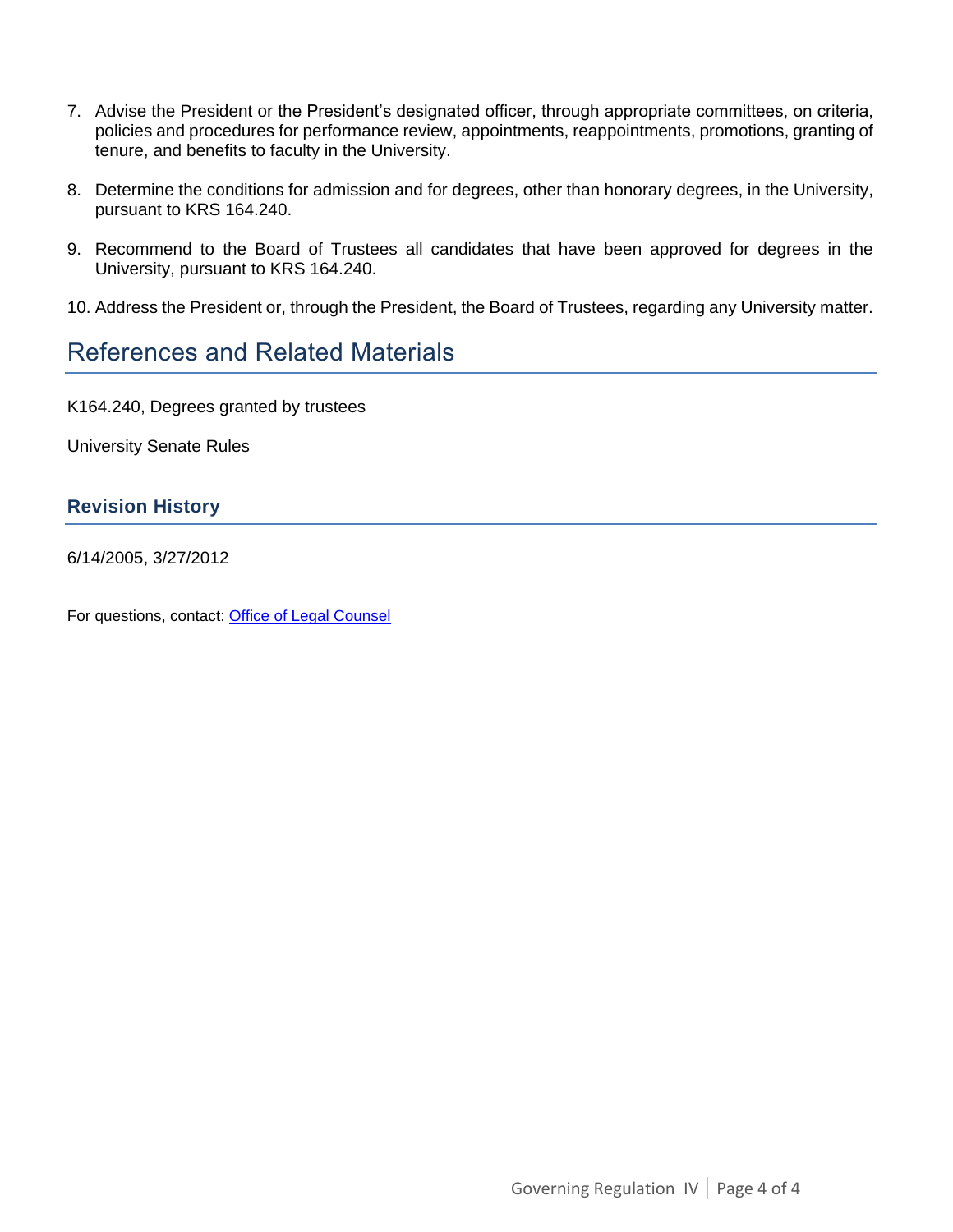7. Advise the President or the President's designated officer, through appropriate committees, on criteria, policies and procedures for performance review, appointments, reappointments, promotions, granting of tenure, and benefits to faculty in the University.

8. Determine the conditions for admission and for degrees, other than honorary degrees, in the University, pursuant to KRS 164.240.

9. Recommend to the Board of Trustees all candidates that have been approved for degrees in the University, pursuant to KRS 164.240.

10. Address the President or, through the President, the Board of Trustees, regarding any University matter.

## References and Related Materials

K164.240, Degrees granted by trustees

University Senate Rules

### Revision History

6/14/2005, 3/27/2012

For questions, contact: [Office of Legal Counsel]